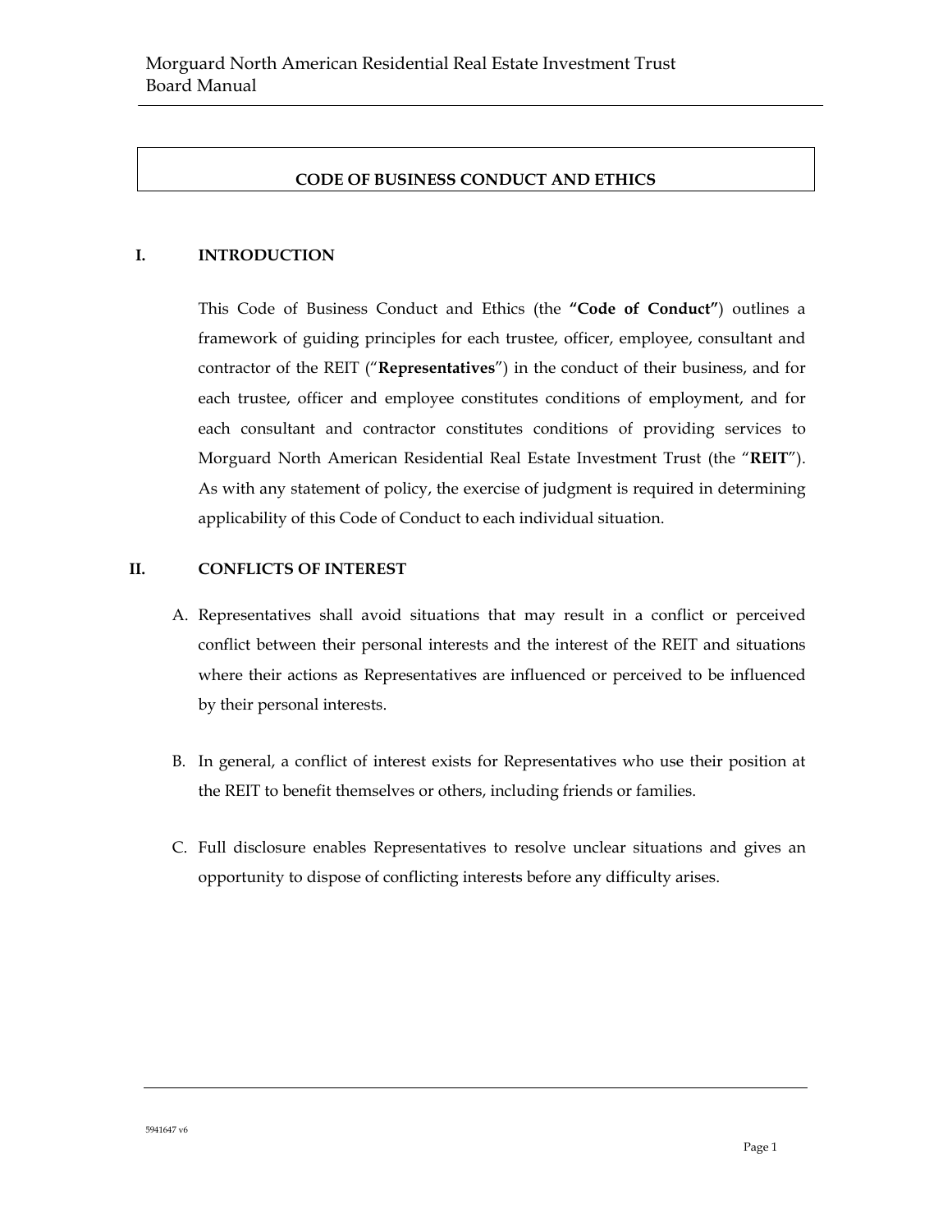# CODE OF BUSINESS CONDUCT AND ETHICS

## I. INTRODUCTION

This Code of Business Conduct and Ethics (the **"Code of Conduct"**) outlines a framework of guiding principles for each trustee, officer, employee, consultant and contractor of the REIT ("**Representatives**") in the conduct of their business, and for each trustee, officer and employee constitutes conditions of employment, and for each consultant and contractor constitutes conditions of providing services to Morguard North American Residential Real Estate Investment Trust (the "**REIT**"). As with any statement of policy, the exercise of judgment is required in determining applicability of this Code of Conduct to each individual situation.

## II. CONFLICTS OF INTEREST

A. Representatives shall avoid situations that may result in a conflict or perceived conflict between their personal interests and the interest of the REIT and situations where their actions as Representatives are influenced or perceived to be influenced by their personal interests.

B. In general, a conflict of interest exists for Representatives who use their position at the REIT to benefit themselves or others, including friends or families.

C. Full disclosure enables Representatives to resolve unclear situations and gives an opportunity to dispose of conflicting interests before any difficulty arises.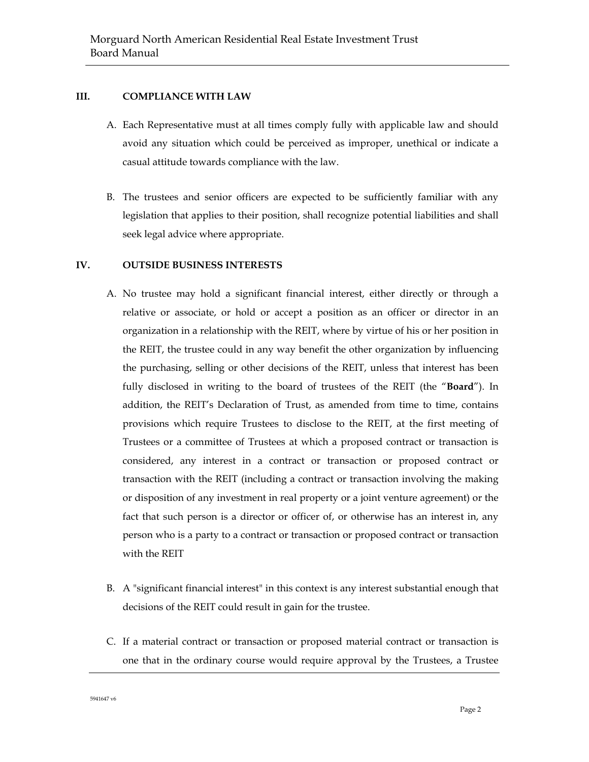## III. COMPLIANCE WITH LAW

A. Each Representative must at all times comply fully with applicable law and should avoid any situation which could be perceived as improper, unethical or indicate a casual attitude towards compliance with the law.

B. The trustees and senior officers are expected to be sufficiently familiar with any legislation that applies to their position, shall recognize potential liabilities and shall seek legal advice where appropriate.

## IV. OUTSIDE BUSINESS INTERESTS

A. No trustee may hold a significant financial interest, either directly or through a relative or associate, or hold or accept a position as an officer or director in an organization in a relationship with the REIT, where by virtue of his or her position in the REIT, the trustee could in any way benefit the other organization by influencing the purchasing, selling or other decisions of the REIT, unless that interest has been fully disclosed in writing to the board of trustees of the REIT (the "**Board**"). In addition, the REIT's Declaration of Trust, as amended from time to time, contains provisions which require Trustees to disclose to the REIT, at the first meeting of Trustees or a committee of Trustees at which a proposed contract or transaction is considered, any interest in a contract or transaction or proposed contract or transaction with the REIT (including a contract or transaction involving the making or disposition of any investment in real property or a joint venture agreement) or the fact that such person is a director or officer of, or otherwise has an interest in, any person who is a party to a contract or transaction or proposed contract or transaction with the REIT

B. A "significant financial interest" in this context is any interest substantial enough that decisions of the REIT could result in gain for the trustee.

C. If a material contract or transaction or proposed material contract or transaction is one that in the ordinary course would require approval by the Trustees, a Trustee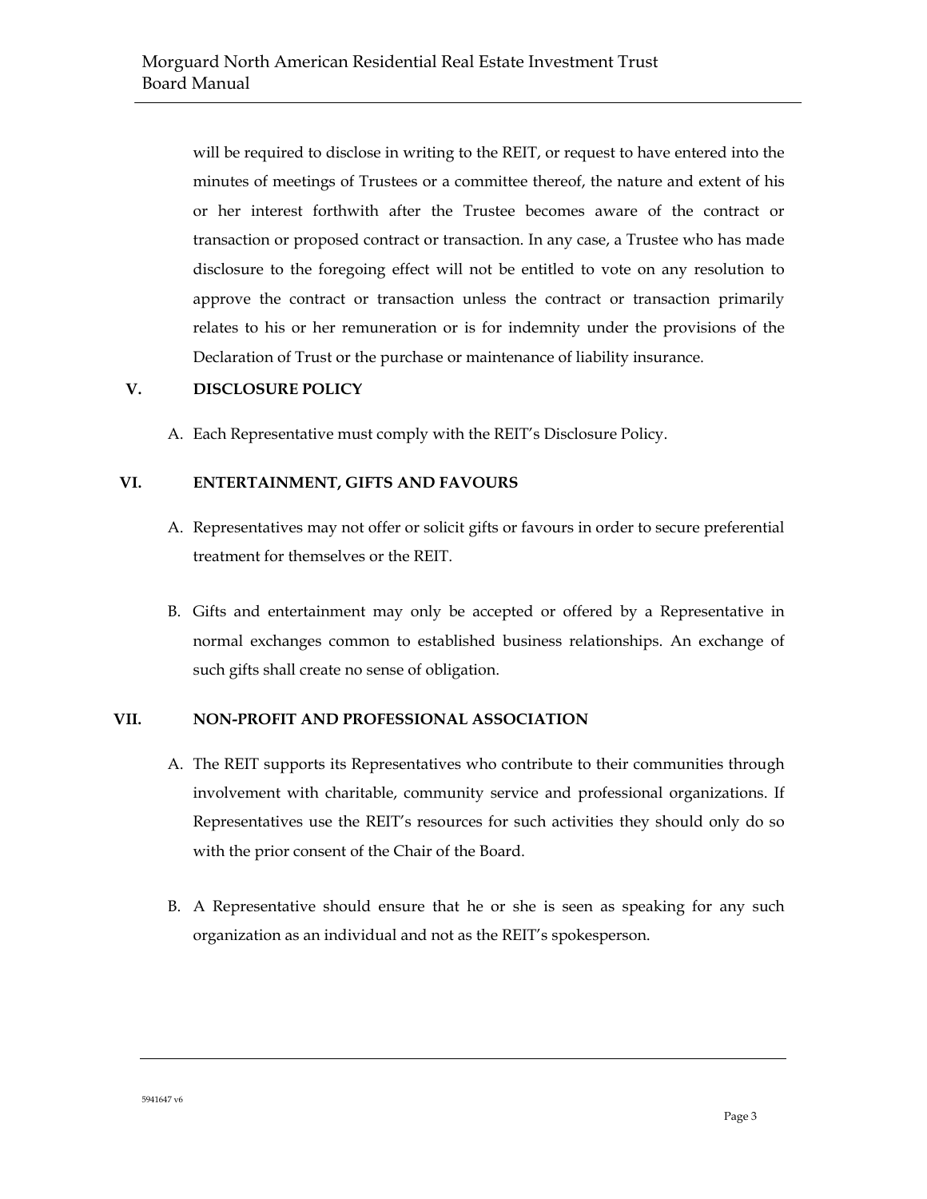will be required to disclose in writing to the REIT, or request to have entered into the minutes of meetings of Trustees or a committee thereof, the nature and extent of his or her interest forthwith after the Trustee becomes aware of the contract or transaction or proposed contract or transaction. In any case, a Trustee who has made disclosure to the foregoing effect will not be entitled to vote on any resolution to approve the contract or transaction unless the contract or transaction primarily relates to his or her remuneration or is for indemnity under the provisions of the Declaration of Trust or the purchase or maintenance of liability insurance.

## V. DISCLOSURE POLICY

A. Each Representative must comply with the REIT's Disclosure Policy.

## VI. ENTERTAINMENT, GIFTS AND FAVOURS

A. Representatives may not offer or solicit gifts or favours in order to secure preferential treatment for themselves or the REIT.

B. Gifts and entertainment may only be accepted or offered by a Representative in normal exchanges common to established business relationships. An exchange of such gifts shall create no sense of obligation.

## VII. NON-PROFIT AND PROFESSIONAL ASSOCIATION

A. The REIT supports its Representatives who contribute to their communities through involvement with charitable, community service and professional organizations. If Representatives use the REIT's resources for such activities they should only do so with the prior consent of the Chair of the Board.

B. A Representative should ensure that he or she is seen as speaking for any such organization as an individual and not as the REIT's spokesperson.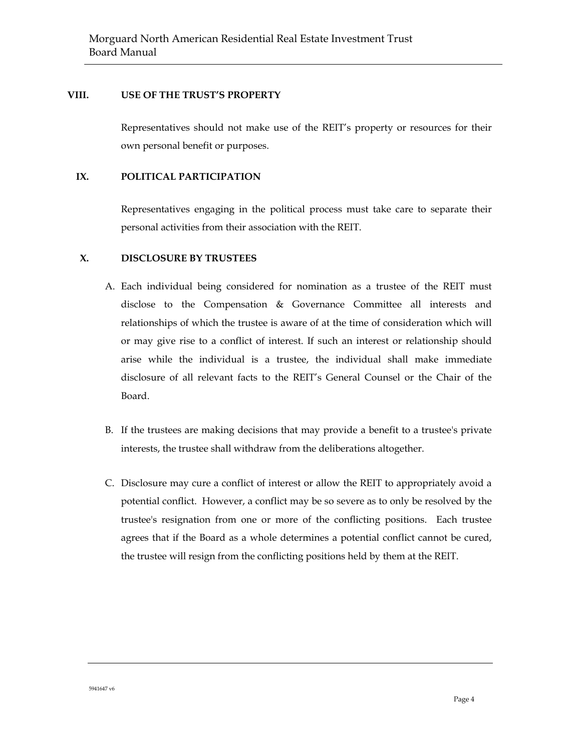## VIII. USE OF THE TRUST'S PROPERTY

Representatives should not make use of the REIT's property or resources for their own personal benefit or purposes.

## IX. POLITICAL PARTICIPATION

Representatives engaging in the political process must take care to separate their personal activities from their association with the REIT.

## X. DISCLOSURE BY TRUSTEES

A. Each individual being considered for nomination as a trustee of the REIT must disclose to the Compensation & Governance Committee all interests and relationships of which the trustee is aware of at the time of consideration which will or may give rise to a conflict of interest. If such an interest or relationship should arise while the individual is a trustee, the individual shall make immediate disclosure of all relevant facts to the REIT's General Counsel or the Chair of the Board.

B. If the trustees are making decisions that may provide a benefit to a trustee's private interests, the trustee shall withdraw from the deliberations altogether.

C. Disclosure may cure a conflict of interest or allow the REIT to appropriately avoid a potential conflict. However, a conflict may be so severe as to only be resolved by the trustee's resignation from one or more of the conflicting positions. Each trustee agrees that if the Board as a whole determines a potential conflict cannot be cured, the trustee will resign from the conflicting positions held by them at the REIT.

5941647 v6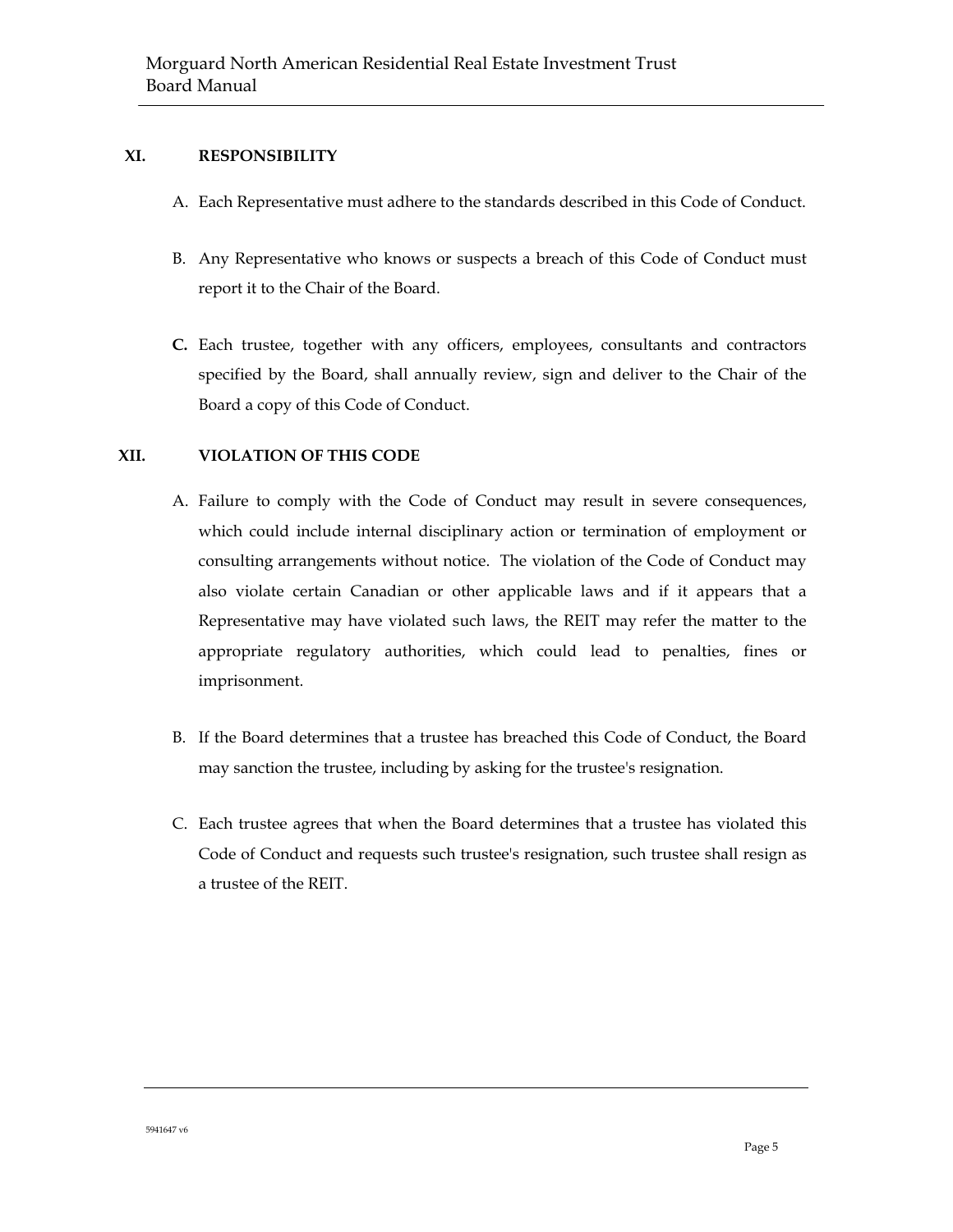## XI. RESPONSIBILITY

A. Each Representative must adhere to the standards described in this Code of Conduct.

B. Any Representative who knows or suspects a breach of this Code of Conduct must report it to the Chair of the Board.

**C.** Each trustee, together with any officers, employees, consultants and contractors specified by the Board, shall annually review, sign and deliver to the Chair of the Board a copy of this Code of Conduct.

## XII. VIOLATION OF THIS CODE

A. Failure to comply with the Code of Conduct may result in severe consequences, which could include internal disciplinary action or termination of employment or consulting arrangements without notice. The violation of the Code of Conduct may also violate certain Canadian or other applicable laws and if it appears that a Representative may have violated such laws, the REIT may refer the matter to the appropriate regulatory authorities, which could lead to penalties, fines or imprisonment.

B. If the Board determines that a trustee has breached this Code of Conduct, the Board may sanction the trustee, including by asking for the trustee's resignation.

C. Each trustee agrees that when the Board determines that a trustee has violated this Code of Conduct and requests such trustee's resignation, such trustee shall resign as a trustee of the REIT.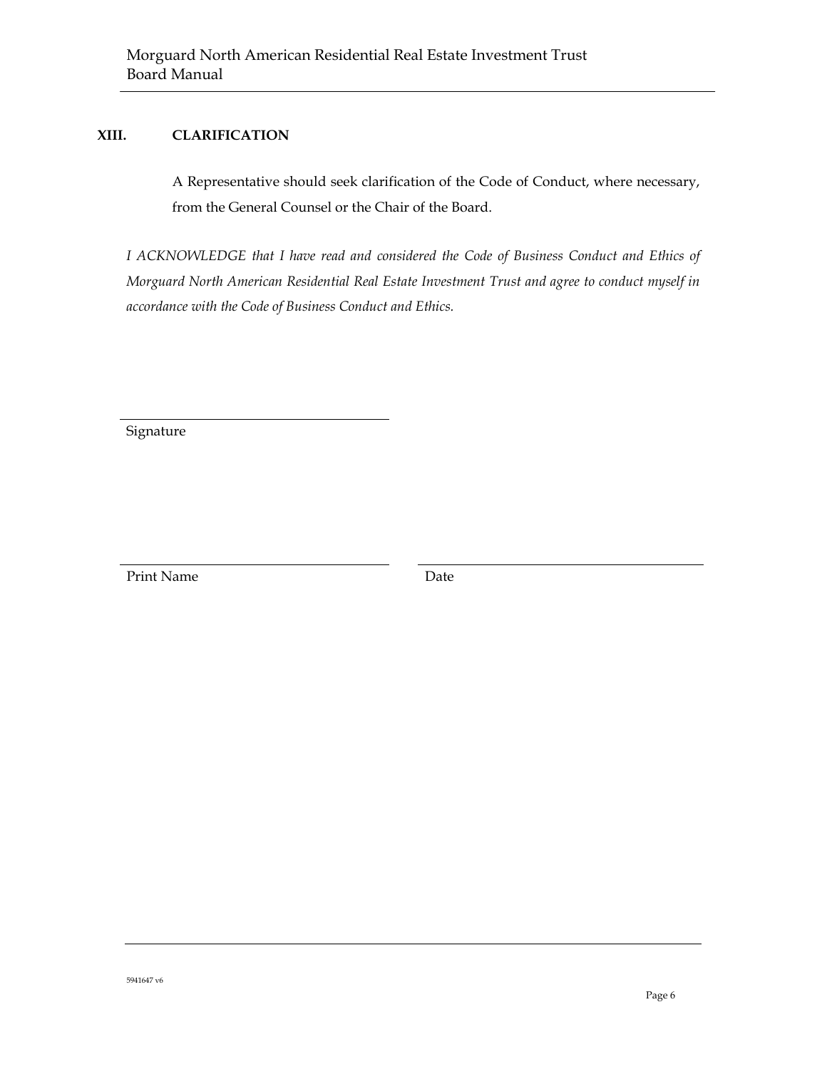## XIII. CLARIFICATION

A Representative should seek clarification of the Code of Conduct, where necessary, from the General Counsel or the Chair of the Board.

*I ACKNOWLEDGE that I have read and considered the Code of Business Conduct and Ethics of Morguard North American Residential Real Estate Investment Trust and agree to conduct myself in accordance with the Code of Business Conduct and Ethics.*

\_\_\_\_\_\_\_\_\_\_\_\_\_\_\_\_\_\_\_\_\_\_\_\_\_\_\_\_\_\_\_\_
Signature

\_\_\_\_\_\_\_\_\_\_\_\_\_\_\_\_\_\_\_\_\_\_\_\_\_\_\_\_\_\_\_\_ \_\_\_\_\_\_\_\_\_\_\_\_\_\_\_\_\_\_\_\_\_\_\_\_\_\_\_\_\_\_\_\_
Print Name Date

5941647 v6